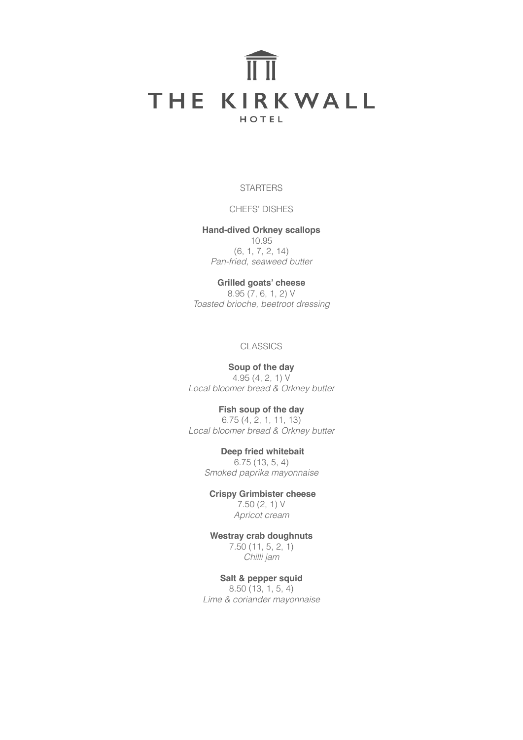# THE KIRKWALL

HOTEL

## STARTERS

### CHEFS' DISHES

**Hand-dived Orkney scallops**
10.95
(6, 1, 7, 2, 14)
*Pan-fried, seaweed butter*

**Grilled goats' cheese**
8.95 (7, 6, 1, 2) V
*Toasted brioche, beetroot dressing*

### CLASSICS

**Soup of the day**
4.95 (4, 2, 1) V
*Local bloomer bread & Orkney butter*

**Fish soup of the day**
6.75 (4, 2, 1, 11, 13)
*Local bloomer bread & Orkney butter*

**Deep fried whitebait**
6.75 (13, 5, 4)
*Smoked paprika mayonnaise*

**Crispy Grimbister cheese**
7.50 (2, 1) V
*Apricot cream*

**Westray crab doughnuts**
7.50 (11, 5, 2, 1)
*Chilli jam*

**Salt & pepper squid**
8.50 (13, 1, 5, 4)
*Lime & coriander mayonnaise*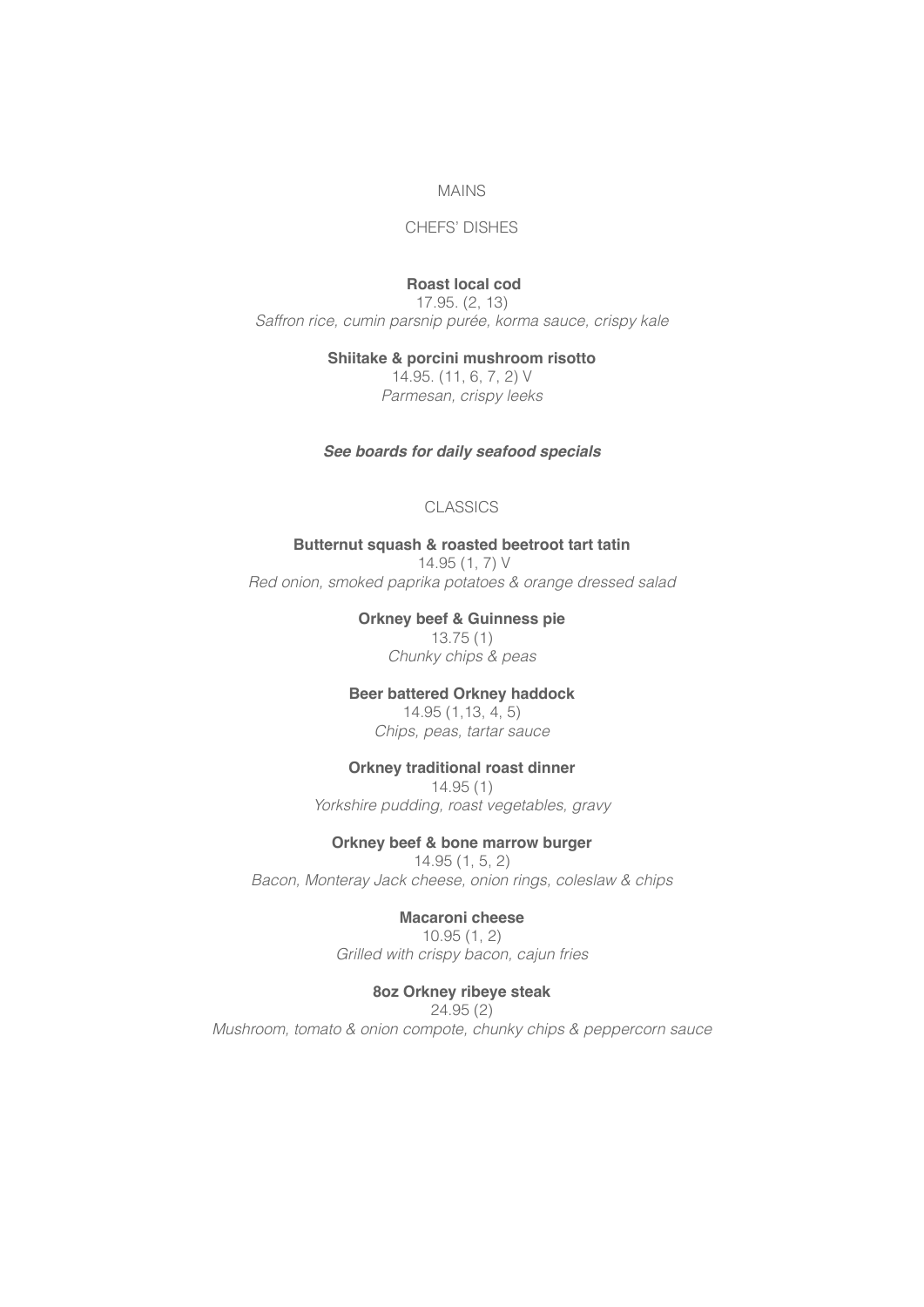# MAINS

## CHEFS' DISHES

**Roast local cod**
17.95. (2, 13)
*Saffron rice, cumin parsnip purée, korma sauce, crispy kale*

**Shiitake & porcini mushroom risotto**
14.95. (11, 6, 7, 2) V
*Parmesan, crispy leeks*

***See boards for daily seafood specials***

## CLASSICS

**Butternut squash & roasted beetroot tart tatin**
14.95 (1, 7) V
*Red onion, smoked paprika potatoes & orange dressed salad*

**Orkney beef & Guinness pie**
13.75 (1)
*Chunky chips & peas*

**Beer battered Orkney haddock**
14.95 (1,13, 4, 5)
*Chips, peas, tartar sauce*

**Orkney traditional roast dinner**
14.95 (1)
*Yorkshire pudding, roast vegetables, gravy*

**Orkney beef & bone marrow burger**
14.95 (1, 5, 2)
*Bacon, Monteray Jack cheese, onion rings, coleslaw & chips*

**Macaroni cheese**
10.95 (1, 2)
*Grilled with crispy bacon, cajun fries*

**8oz Orkney ribeye steak**
24.95 (2)
*Mushroom, tomato & onion compote, chunky chips & peppercorn sauce*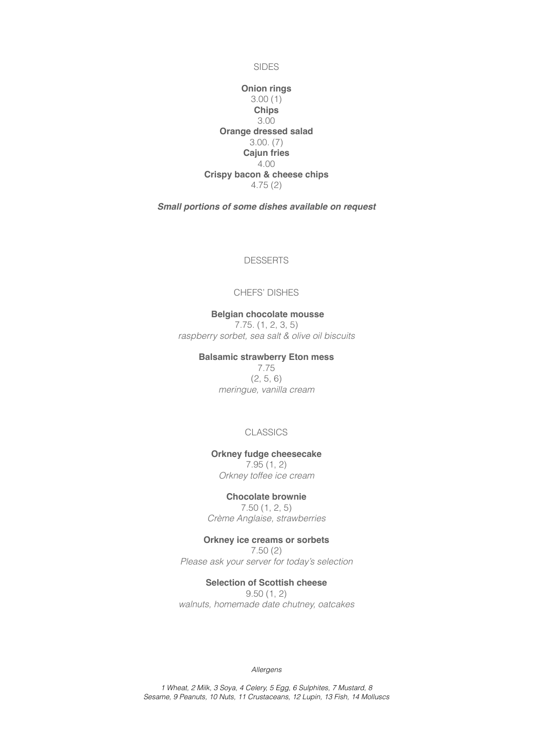## SIDES

**Onion rings**
3.00 (1)

**Chips**
3.00

**Orange dressed salad**
3.00. (7)

**Cajun fries**
4.00

**Crispy bacon & cheese chips**
4.75 (2)

***Small portions of some dishes available on request***

## DESSERTS

### CHEFS' DISHES

**Belgian chocolate mousse**
7.75. (1, 2, 3, 5)
*raspberry sorbet, sea salt & olive oil biscuits*

**Balsamic strawberry Eton mess**
7.75
(2, 5, 6)
*meringue, vanilla cream*

### CLASSICS

**Orkney fudge cheesecake**
7.95 (1, 2)
*Orkney toffee ice cream*

**Chocolate brownie**
7.50 (1, 2, 5)
*Crème Anglaise, strawberries*

**Orkney ice creams or sorbets**
7.50 (2)
*Please ask your server for today's selection*

**Selection of Scottish cheese**
9.50 (1, 2)
*walnuts, homemade date chutney, oatcakes*

*Allergens*

*1 Wheat, 2 Milk, 3 Soya, 4 Celery, 5 Egg, 6 Sulphites, 7 Mustard, 8 Sesame, 9 Peanuts, 10 Nuts, 11 Crustaceans, 12 Lupin, 13 Fish, 14 Molluscs*